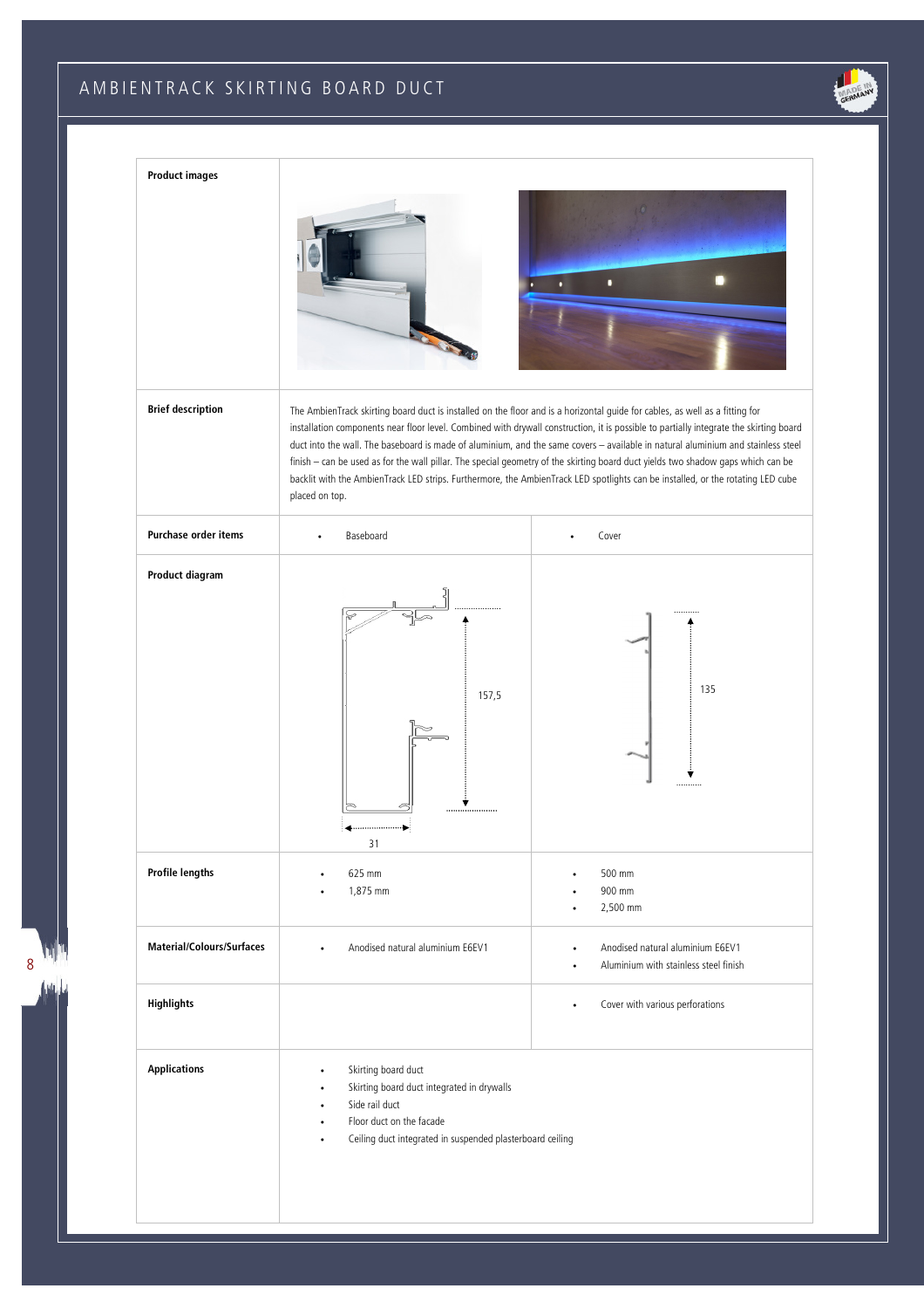# AMBIENTRACK SKIRTING BOARD DUCT

| **Product images** | | |
|---|---|---|
| **Brief description** | The AmbienTrack skirting board duct is installed on the floor and is a horizontal guide for cables, as well as a fitting for installation components near floor level. Combined with drywall construction, it is possible to partially integrate the skirting board duct into the wall. The baseboard is made of aluminium, and the same covers – available in natural aluminium and stainless steel finish – can be used as for the wall pillar. The special geometry of the skirting board duct yields two shadow gaps which can be backlit with the AmbienTrack LED strips. Furthermore, the AmbienTrack LED spotlights can be installed, or the rotating LED cube placed on top. | |
| **Purchase order items** | • Baseboard | • Cover |
| **Product diagram** | 157,5<br>31 | 135 |
| **Profile lengths** | • 625 mm<br>• 1,875 mm | • 500 mm<br>• 900 mm<br>• 2,500 mm |
| **Material/Colours/Surfaces** | • Anodised natural aluminium E6EV1 | • Anodised natural aluminium E6EV1<br>• Aluminium with stainless steel finish |
| **Highlights** | | • Cover with various perforations |
| **Applications** | • Skirting board duct<br>• Skirting board duct integrated in drywalls<br>• Side rail duct<br>• Floor duct on the facade<br>• Ceiling duct integrated in suspended plasterboard ceiling | |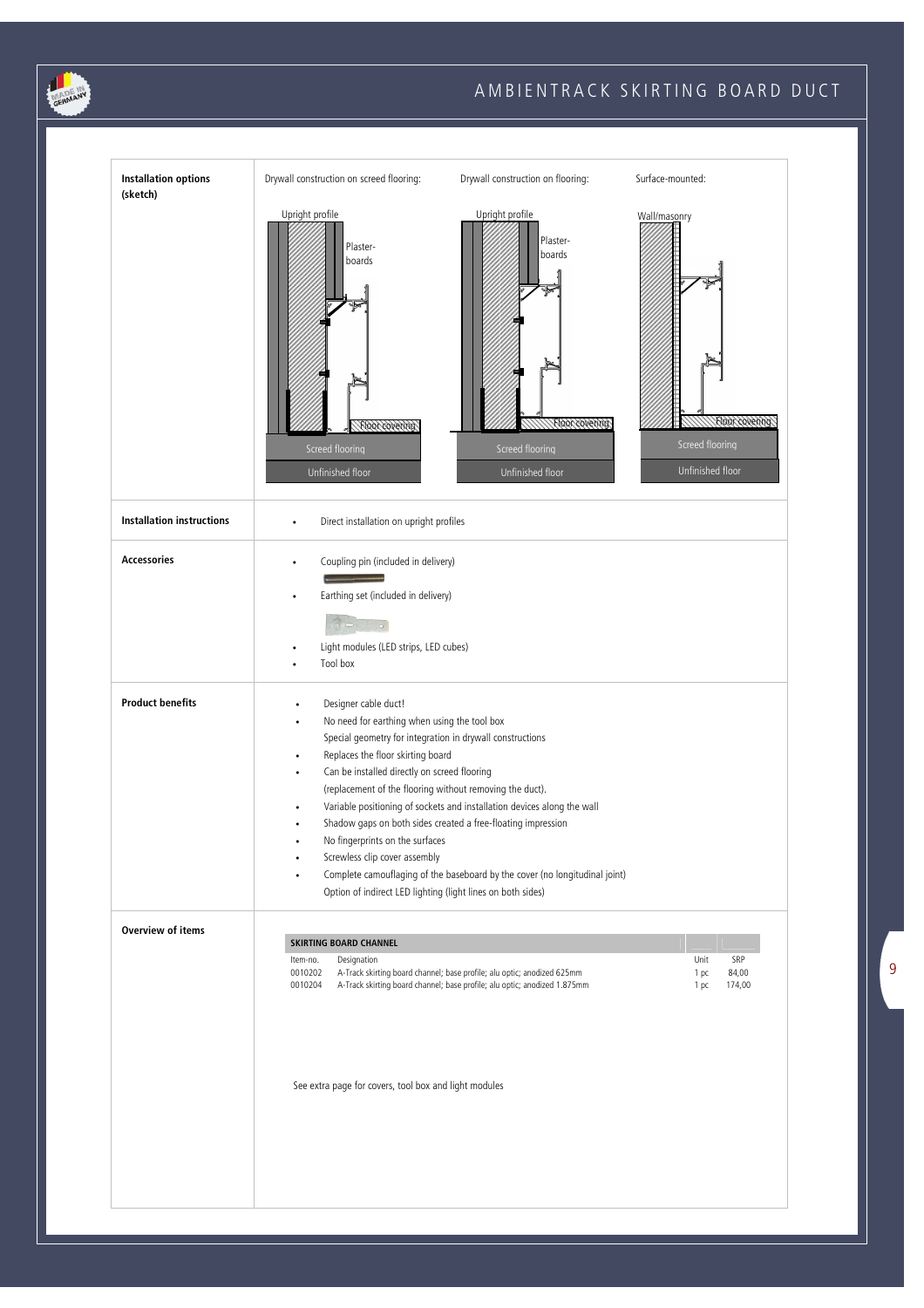# AMBIENTRACK SKIRTING BOARD DUCT

**Installation options (sketch)**

Drywall construction on screed flooring:

Upright profile
Plaster-boards
Floor covering
Screed flooring
Unfinished floor

Drywall construction on flooring:

Upright profile
Plaster-boards
Floor covering
Screed flooring
Unfinished floor

Surface-mounted:

Wall/masonry
Floor covering
Screed flooring
Unfinished floor

**Installation instructions**

- Direct installation on upright profiles

**Accessories**

- Coupling pin (included in delivery)
- Earthing set (included in delivery)
- Light modules (LED strips, LED cubes)
- Tool box

**Product benefits**

- Designer cable duct!
- No need for earthing when using the tool box
  Special geometry for integration in drywall constructions
- Replaces the floor skirting board
- Can be installed directly on screed flooring
  (replacement of the flooring without removing the duct).
- Variable positioning of sockets and installation devices along the wall
- Shadow gaps on both sides created a free-floating impression
- No fingerprints on the surfaces
- Screwless clip cover assembly
- Complete camouflaging of the baseboard by the cover (no longitudinal joint)
  Option of indirect LED lighting (light lines on both sides)

**Overview of items**

| SKIRTING BOARD CHANNEL | | | |
|---|---|---|---|
| Item-no. | Designation | Unit | SRP |
| 0010202 | A-Track skirting board channel; base profile; alu optic; anodized 625mm | 1 pc | 84,00 |
| 0010204 | A-Track skirting board channel; base profile; alu optic; anodized 1.875mm | 1 pc | 174,00 |

See extra page for covers, tool box and light modules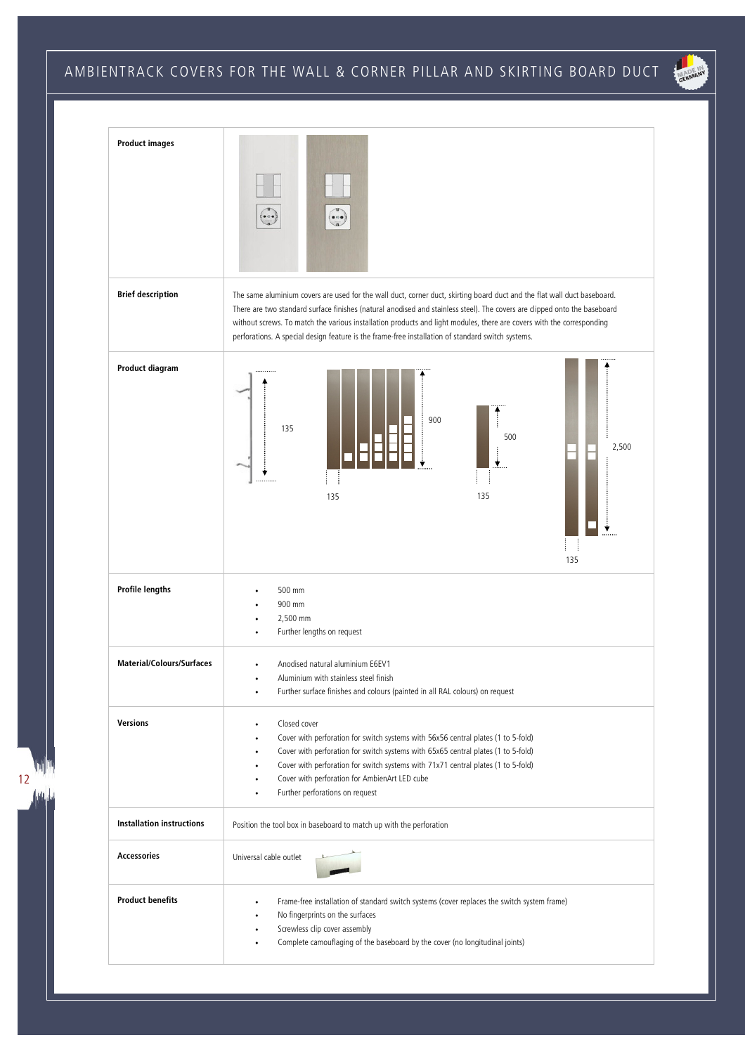# AMBIENTRACK COVERS FOR THE WALL & CORNER PILLAR AND SKIRTING BOARD DUCT

| | |
|---|---|
| **Product images** | |
| **Brief description** | The same aluminium covers are used for the wall duct, corner duct, skirting board duct and the flat wall duct baseboard. There are two standard surface finishes (natural anodised and stainless steel). The covers are clipped onto the baseboard without screws. To match the various installation products and light modules, there are covers with the corresponding perforations. A special design feature is the frame-free installation of standard switch systems. |
| **Product diagram** | 135; 900; 135; 500; 135; 2,500; 135 |
| **Profile lengths** | • 500 mm<br>• 900 mm<br>• 2,500 mm<br>• Further lengths on request |
| **Material/Colours/Surfaces** | • Anodised natural aluminium E6EV1<br>• Aluminium with stainless steel finish<br>• Further surface finishes and colours (painted in all RAL colours) on request |
| **Versions** | • Closed cover<br>• Cover with perforation for switch systems with 56x56 central plates (1 to 5-fold)<br>• Cover with perforation for switch systems with 65x65 central plates (1 to 5-fold)<br>• Cover with perforation for switch systems with 71x71 central plates (1 to 5-fold)<br>• Cover with perforation for AmbienArt LED cube<br>• Further perforations on request |
| **Installation instructions** | Position the tool box in baseboard to match up with the perforation |
| **Accessories** | Universal cable outlet |
| **Product benefits** | • Frame-free installation of standard switch systems (cover replaces the switch system frame)<br>• No fingerprints on the surfaces<br>• Screwless clip cover assembly<br>• Complete camouflaging of the baseboard by the cover (no longitudinal joints) |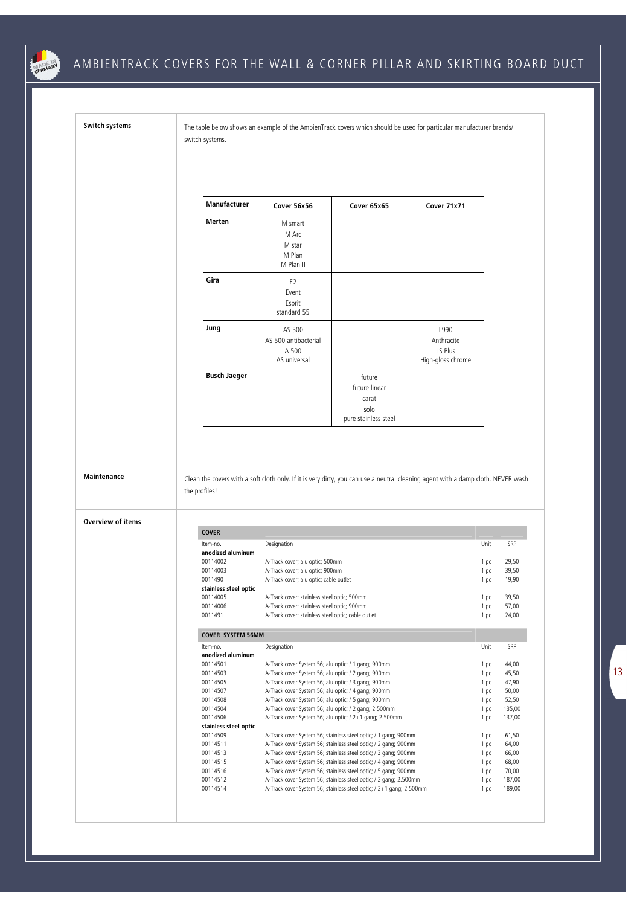# AMBIENTRACK COVERS FOR THE WALL & CORNER PILLAR AND SKIRTING BOARD DUCT

## Switch systems

The table below shows an example of the AmbienTrack covers which should be used for particular manufacturer brands/ switch systems.

| Manufacturer | Cover 56x56 | Cover 65x65 | Cover 71x71 |
|---|---|---|---|
| **Merten** | M smart<br>M Arc<br>M star<br>M Plan<br>M Plan II | | |
| **Gira** | E2<br>Event<br>Esprit<br>standard 55 | | |
| **Jung** | AS 500<br>AS 500 antibacterial<br>A 500<br>AS universal | | L990<br>Anthracite<br>LS Plus<br>High-gloss chrome |
| **Busch Jaeger** | | future<br>future linear<br>carat<br>solo<br>pure stainless steel | |

## Maintenance

Clean the covers with a soft cloth only. If it is very dirty, you can use a neutral cleaning agent with a damp cloth. NEVER wash the profiles!

## Overview of items

**COVER**

| Item-no. | Designation | Unit | SRP |
|---|---|---|---|
| **anodized aluminum** | | | |
| 00114002 | A-Track cover; alu optic; 500mm | 1 pc | 29,50 |
| 00114003 | A-Track cover; alu optic; 900mm | 1 pc | 39,50 |
| 0011490 | A-Track cover; alu optic; cable outlet | 1 pc | 19,90 |
| **stainless steel optic** | | | |
| 00114005 | A-Track cover; stainless steel optic; 500mm | 1 pc | 39,50 |
| 00114006 | A-Track cover; stainless steel optic; 900mm | 1 pc | 57,00 |
| 0011491 | A-Track cover; stainless steel optic; cable outlet | 1 pc | 24,00 |

**COVER SYSTEM 56MM**

| Item-no. | Designation | Unit | SRP |
|---|---|---|---|
| **anodized aluminum** | | | |
| 00114501 | A-Track cover System 56; alu optic; / 1 gang; 900mm | 1 pc | 44,00 |
| 00114503 | A-Track cover System 56; alu optic; / 2 gang; 900mm | 1 pc | 45,50 |
| 00114505 | A-Track cover System 56; alu optic; / 3 gang; 900mm | 1 pc | 47,90 |
| 00114507 | A-Track cover System 56; alu optic; / 4 gang; 900mm | 1 pc | 50,00 |
| 00114508 | A-Track cover System 56; alu optic; / 5 gang; 900mm | 1 pc | 52,50 |
| 00114504 | A-Track cover System 56; alu optic; / 2 gang; 2.500mm | 1 pc | 135,00 |
| 00114506 | A-Track cover System 56; alu optic; / 2+1 gang; 2.500mm | 1 pc | 137,00 |
| **stainless steel optic** | | | |
| 00114509 | A-Track cover System 56; stainless steel optic; / 1 gang; 900mm | 1 pc | 61,50 |
| 00114511 | A-Track cover System 56; stainless steel optic; / 2 gang; 900mm | 1 pc | 64,00 |
| 00114513 | A-Track cover System 56; stainless steel optic; / 3 gang; 900mm | 1 pc | 66,00 |
| 00114515 | A-Track cover System 56; stainless steel optic; / 4 gang; 900mm | 1 pc | 68,00 |
| 00114516 | A-Track cover System 56; stainless steel optic; / 5 gang; 900mm | 1 pc | 70,00 |
| 00114512 | A-Track cover System 56; stainless steel optic; / 2 gang; 2.500mm | 1 pc | 187,00 |
| 00114514 | A-Track cover System 56; stainless steel optic; / 2+1 gang; 2.500mm | 1 pc | 189,00 |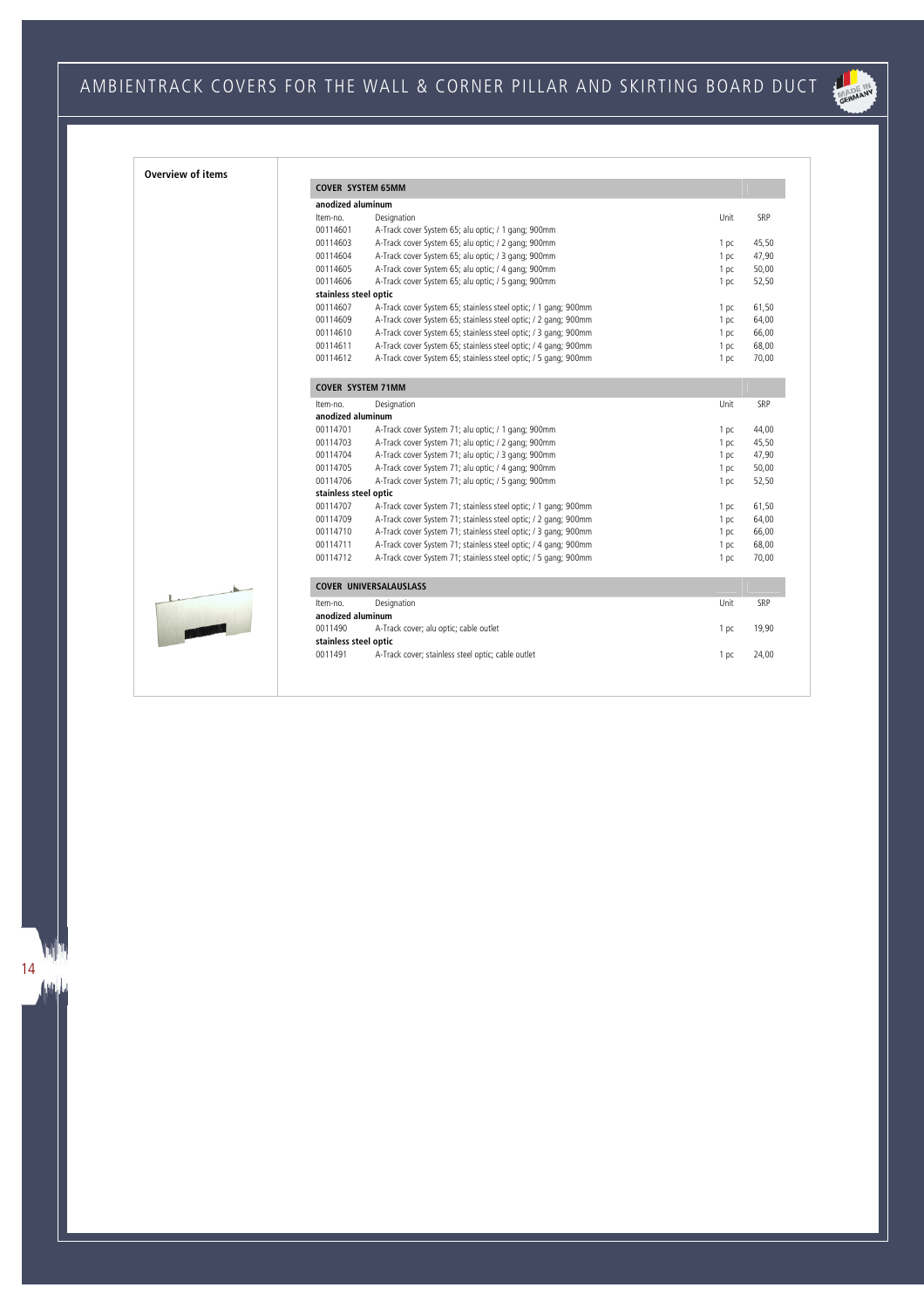# AMBIENTRACK COVERS FOR THE WALL & CORNER PILLAR AND SKIRTING BOARD DUCT

**Overview of items**

## COVER SYSTEM 65MM

| Item-no. | Designation | Unit | SRP |
|---|---|---|---|
| **anodized aluminum** | | | |
| 00114601 | A-Track cover System 65; alu optic; / 1 gang; 900mm | | |
| 00114603 | A-Track cover System 65; alu optic; / 2 gang; 900mm | 1 pc | 45,50 |
| 00114604 | A-Track cover System 65; alu optic; / 3 gang; 900mm | 1 pc | 47,90 |
| 00114605 | A-Track cover System 65; alu optic; / 4 gang; 900mm | 1 pc | 50,00 |
| 00114606 | A-Track cover System 65; alu optic; / 5 gang; 900mm | 1 pc | 52,50 |
| **stainless steel optic** | | | |
| 00114607 | A-Track cover System 65; stainless steel optic; / 1 gang; 900mm | 1 pc | 61,50 |
| 00114609 | A-Track cover System 65; stainless steel optic; / 2 gang; 900mm | 1 pc | 64,00 |
| 00114610 | A-Track cover System 65; stainless steel optic; / 3 gang; 900mm | 1 pc | 66,00 |
| 00114611 | A-Track cover System 65; stainless steel optic; / 4 gang; 900mm | 1 pc | 68,00 |
| 00114612 | A-Track cover System 65; stainless steel optic; / 5 gang; 900mm | 1 pc | 70,00 |

## COVER SYSTEM 71MM

| Item-no. | Designation | Unit | SRP |
|---|---|---|---|
| **anodized aluminum** | | | |
| 00114701 | A-Track cover System 71; alu optic; / 1 gang; 900mm | 1 pc | 44,00 |
| 00114703 | A-Track cover System 71; alu optic; / 2 gang; 900mm | 1 pc | 45,50 |
| 00114704 | A-Track cover System 71; alu optic; / 3 gang; 900mm | 1 pc | 47,90 |
| 00114705 | A-Track cover System 71; alu optic; / 4 gang; 900mm | 1 pc | 50,00 |
| 00114706 | A-Track cover System 71; alu optic; / 5 gang; 900mm | 1 pc | 52,50 |
| **stainless steel optic** | | | |
| 00114707 | A-Track cover System 71; stainless steel optic; / 1 gang; 900mm | 1 pc | 61,50 |
| 00114709 | A-Track cover System 71; stainless steel optic; / 2 gang; 900mm | 1 pc | 64,00 |
| 00114710 | A-Track cover System 71; stainless steel optic; / 3 gang; 900mm | 1 pc | 66,00 |
| 00114711 | A-Track cover System 71; stainless steel optic; / 4 gang; 900mm | 1 pc | 68,00 |
| 00114712 | A-Track cover System 71; stainless steel optic; / 5 gang; 900mm | 1 pc | 70,00 |

## COVER UNIVERSALAUSLASS

| Item-no. | Designation | Unit | SRP |
|---|---|---|---|
| **anodized aluminum** | | | |
| 0011490 | A-Track cover; alu optic; cable outlet | 1 pc | 19,90 |
| **stainless steel optic** | | | |
| 0011491 | A-Track cover; stainless steel optic; cable outlet | 1 pc | 24,00 |